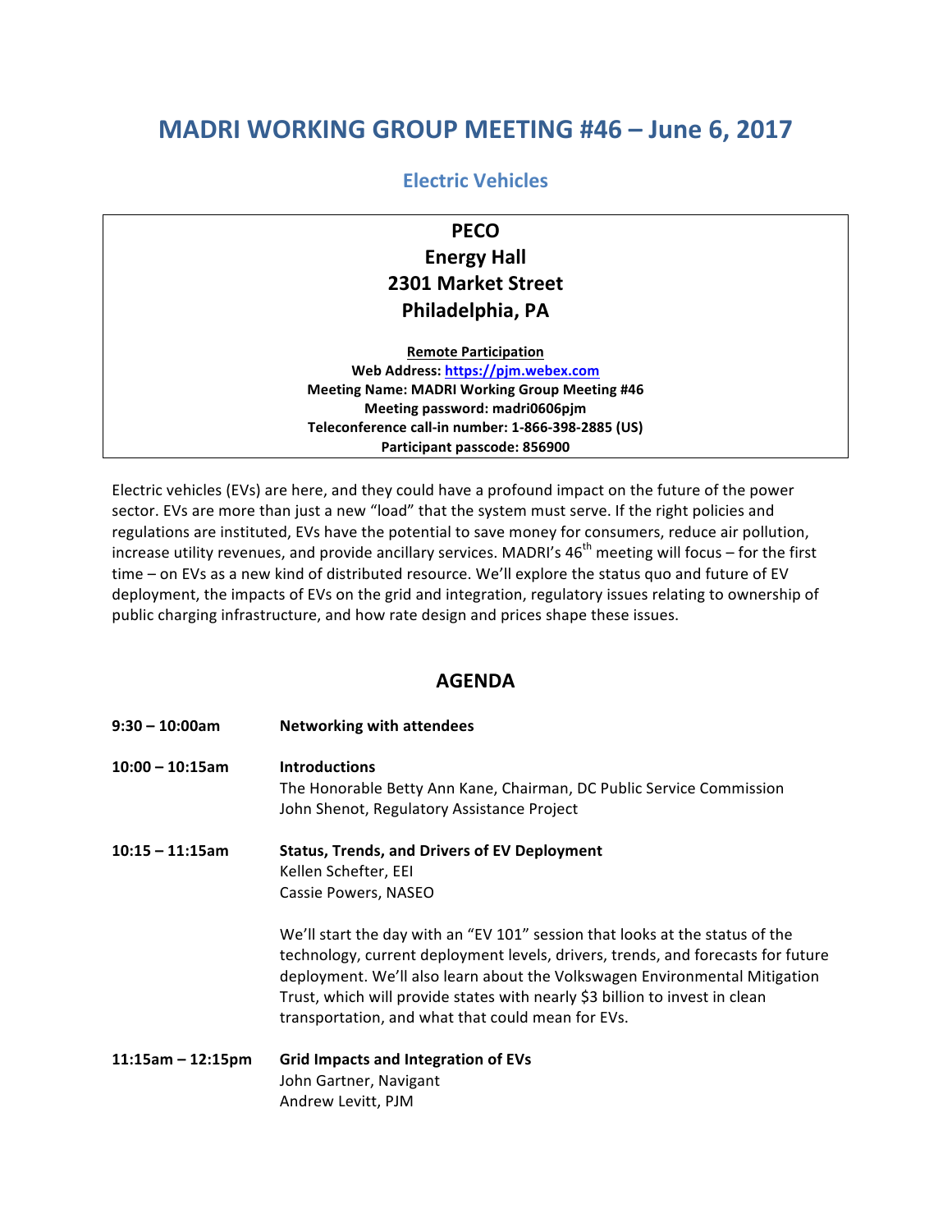# MADRI WORKING GROUP MEETING #46 – June 6, 2017

## Electric Vehicles

**PECO**
**Energy Hall**
**2301 Market Street**
**Philadelphia, PA**

**Remote Participation**
**Web Address: https://pjm.webex.com**
**Meeting Name: MADRI Working Group Meeting #46**
**Meeting password: madri0606pjm**
**Teleconference call-in number: 1-866-398-2885 (US)**
**Participant passcode: 856900**

Electric vehicles (EVs) are here, and they could have a profound impact on the future of the power sector. EVs are more than just a new "load" that the system must serve. If the right policies and regulations are instituted, EVs have the potential to save money for consumers, reduce air pollution, increase utility revenues, and provide ancillary services. MADRI's 46th meeting will focus – for the first time – on EVs as a new kind of distributed resource. We'll explore the status quo and future of EV deployment, the impacts of EVs on the grid and integration, regulatory issues relating to ownership of public charging infrastructure, and how rate design and prices shape these issues.

## AGENDA

**9:30 – 10:00am** **Networking with attendees**

**10:00 – 10:15am** **Introductions**
The Honorable Betty Ann Kane, Chairman, DC Public Service Commission
John Shenot, Regulatory Assistance Project

**10:15 – 11:15am** **Status, Trends, and Drivers of EV Deployment**
Kellen Schefter, EEI
Cassie Powers, NASEO

We'll start the day with an "EV 101" session that looks at the status of the technology, current deployment levels, drivers, trends, and forecasts for future deployment. We'll also learn about the Volkswagen Environmental Mitigation Trust, which will provide states with nearly $3 billion to invest in clean transportation, and what that could mean for EVs.

**11:15am – 12:15pm** **Grid Impacts and Integration of EVs**
John Gartner, Navigant
Andrew Levitt, PJM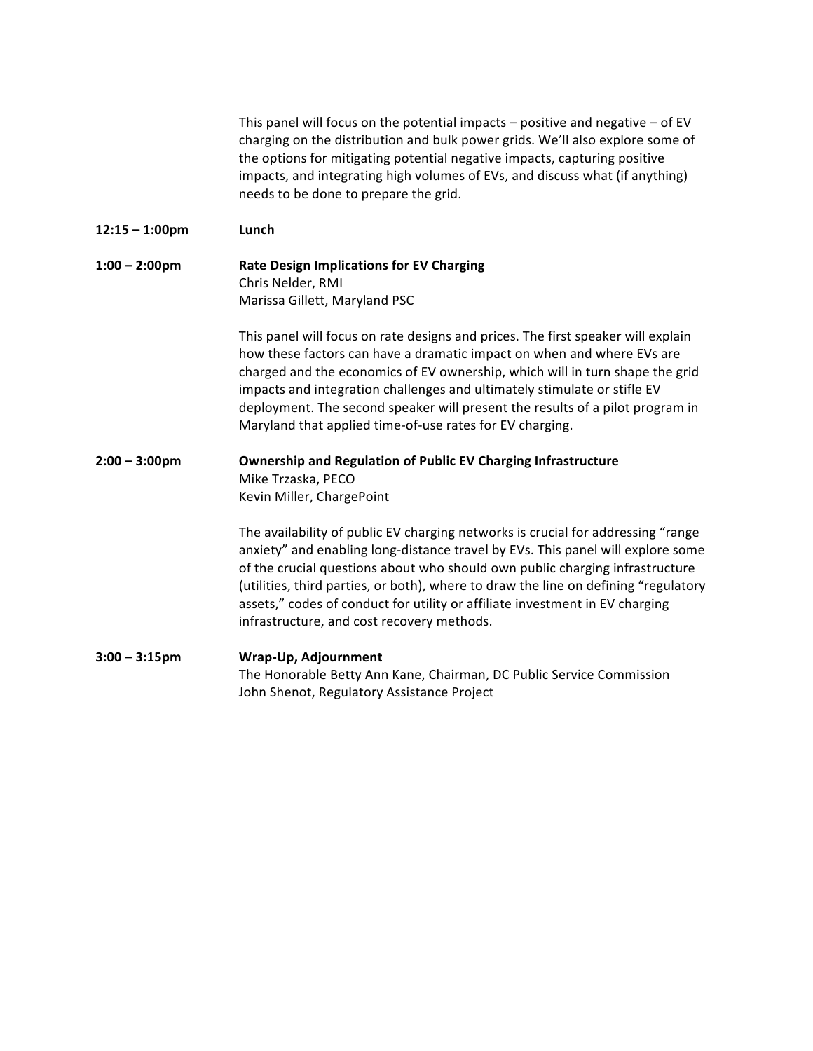This panel will focus on the potential impacts – positive and negative – of EV charging on the distribution and bulk power grids. We'll also explore some of the options for mitigating potential negative impacts, capturing positive impacts, and integrating high volumes of EVs, and discuss what (if anything) needs to be done to prepare the grid.

**12:15 – 1:00pm** **Lunch**

**1:00 – 2:00pm** **Rate Design Implications for EV Charging**
Chris Nelder, RMI
Marissa Gillett, Maryland PSC

This panel will focus on rate designs and prices. The first speaker will explain how these factors can have a dramatic impact on when and where EVs are charged and the economics of EV ownership, which will in turn shape the grid impacts and integration challenges and ultimately stimulate or stifle EV deployment. The second speaker will present the results of a pilot program in Maryland that applied time-of-use rates for EV charging.

**2:00 – 3:00pm** **Ownership and Regulation of Public EV Charging Infrastructure**
Mike Trzaska, PECO
Kevin Miller, ChargePoint

The availability of public EV charging networks is crucial for addressing "range anxiety" and enabling long-distance travel by EVs. This panel will explore some of the crucial questions about who should own public charging infrastructure (utilities, third parties, or both), where to draw the line on defining "regulatory assets," codes of conduct for utility or affiliate investment in EV charging infrastructure, and cost recovery methods.

**3:00 – 3:15pm** **Wrap-Up, Adjournment**
The Honorable Betty Ann Kane, Chairman, DC Public Service Commission
John Shenot, Regulatory Assistance Project